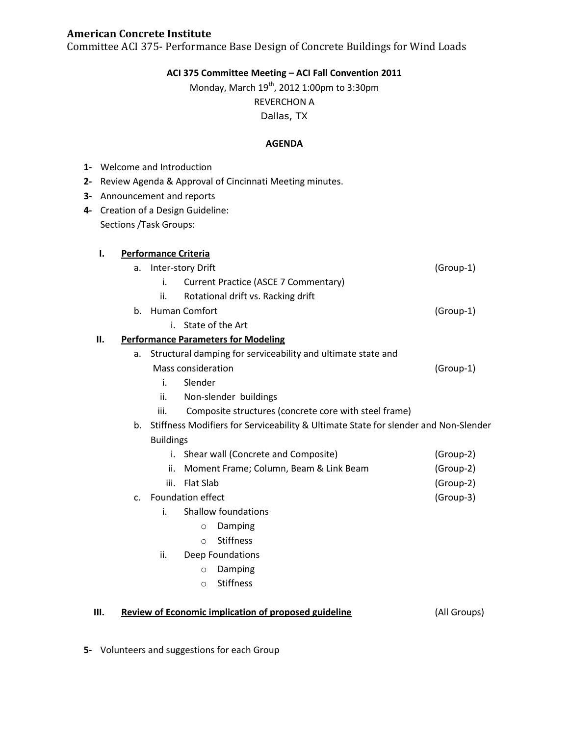**American Concrete Institute**

Committee ACI 375- Performance Base Design of Concrete Buildings for Wind Loads

**ACI 375 Committee Meeting – ACI Fall Convention 2011**

Monday, March 19th, 2012 1:00pm to 3:30pm

REVERCHON A

Dallas, TX

**AGENDA**

1- Welcome and Introduction
2- Review Agenda & Approval of Cincinnati Meeting minutes.
3- Announcement and reports
4- Creation of a Design Guideline:
   Sections /Task Groups:

I. **Performance Criteria**
   - a. Inter-story Drift (Group-1)
     - i. Current Practice (ASCE 7 Commentary)
     - ii. Rotational drift vs. Racking drift
   - b. Human Comfort (Group-1)
     - i. State of the Art

II. **Performance Parameters for Modeling**
   - a. Structural damping for serviceability and ultimate state and Mass consideration (Group-1)
     - i. Slender
     - ii. Non-slender buildings
     - iii. Composite structures (concrete core with steel frame)
   - b. Stiffness Modifiers for Serviceability & Ultimate State for slender and Non-Slender Buildings
     - i. Shear wall (Concrete and Composite) (Group-2)
     - ii. Moment Frame; Column, Beam & Link Beam (Group-2)
     - iii. Flat Slab (Group-2)
   - c. Foundation effect (Group-3)
     - i. Shallow foundations
       - o Damping
       - o Stiffness
     - ii. Deep Foundations
       - o Damping
       - o Stiffness

III. **Review of Economic implication of proposed guideline** (All Groups)

5- Volunteers and suggestions for each Group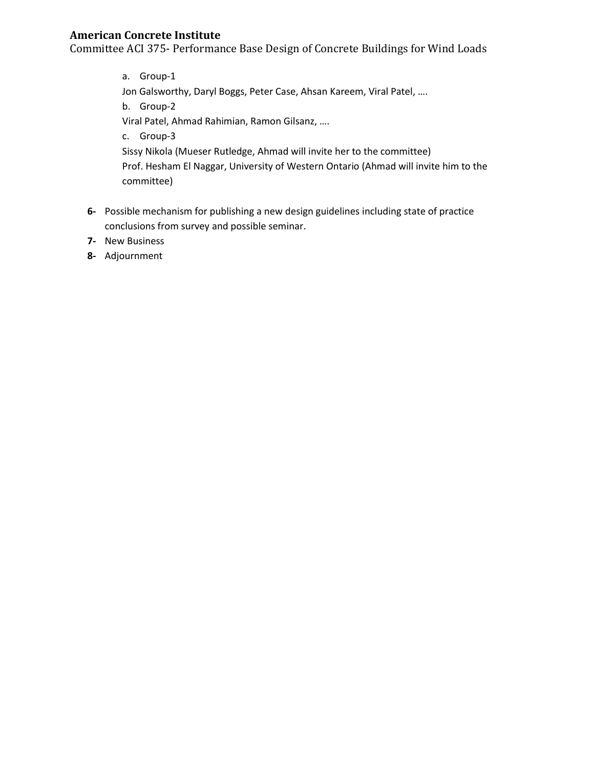a. Group-1

   Jon Galsworthy, Daryl Boggs, Peter Case, Ahsan Kareem, Viral Patel, ….

b. Group-2

   Viral Patel, Ahmad Rahimian, Ramon Gilsanz, ….

c. Group-3

   Sissy Nikola (Mueser Rutledge, Ahmad will invite her to the committee)

   Prof. Hesham El Naggar, University of Western Ontario (Ahmad will invite him to the committee)

**6-** Possible mechanism for publishing a new design guidelines including state of practice conclusions from survey and possible seminar.

**7-** New Business

**8-** Adjournment